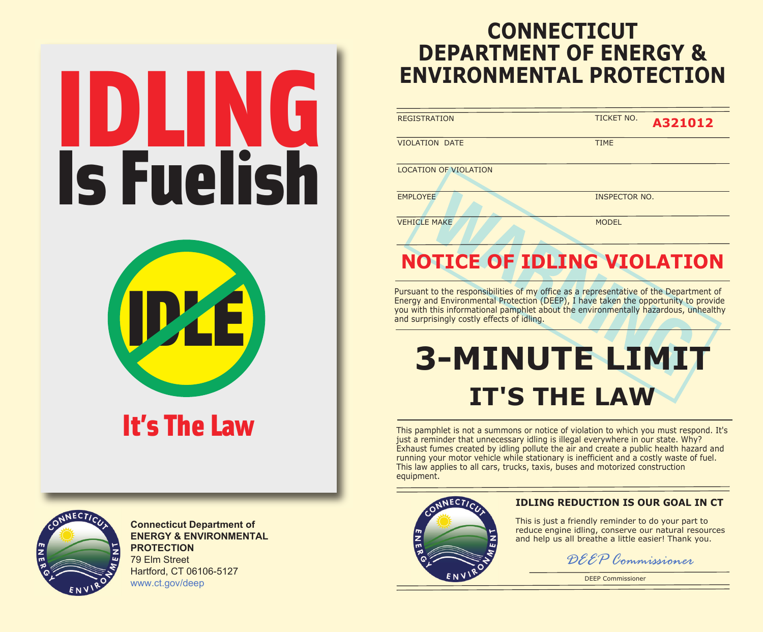# IDLING Is Fuelish

IDLE

## It's The Law

**Connecticut Department of ENERGY & ENVIRONMENTAL PROTECTION**
79 Elm Street
Hartford, CT 06106-5127
www.ct.gov/deep

# CONNECTICUT DEPARTMENT OF ENERGY & ENVIRONMENTAL PROTECTION

| REGISTRATION | TICKET NO. **A321012** |
|---|---|
| VIOLATION DATE | TIME |
| LOCATION OF VIOLATION | |
| EMPLOYEE | INSPECTOR NO. |
| VEHICLE MAKE | MODEL |

WARNING

## NOTICE OF IDLING VIOLATION

Pursuant to the responsibilities of my office as a representative of the Department of Energy and Environmental Protection (DEEP), I have taken the opportunity to provide you with this informational pamphlet about the environmentally hazardous, unhealthy and surprisingly costly effects of idling.

# 3-MINUTE LIMIT

## IT'S THE LAW

This pamphlet is not a summons or notice of violation to which you must respond. It's just a reminder that unnecessary idling is illegal everywhere in our state. Why? Exhaust fumes created by idling pollute the air and create a public health hazard and running your motor vehicle while stationary is inefficient and a costly waste of fuel. This law applies to all cars, trucks, taxis, buses and motorized construction equipment.

**IDLING REDUCTION IS OUR GOAL IN CT**

This is just a friendly reminder to do your part to reduce engine idling, conserve our natural resources and help us all breathe a little easier! Thank you.

*DEEP Commissioner*

DEEP Commissioner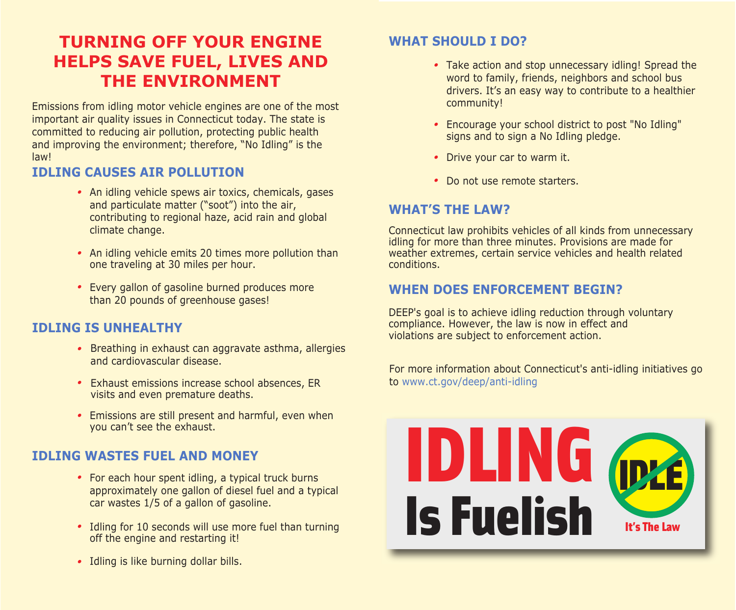# TURNING OFF YOUR ENGINE HELPS SAVE FUEL, LIVES AND THE ENVIRONMENT

Emissions from idling motor vehicle engines are one of the most important air quality issues in Connecticut today. The state is committed to reducing air pollution, protecting public health and improving the environment; therefore, "No Idling" is the law!

## IDLING CAUSES AIR POLLUTION

- An idling vehicle spews air toxics, chemicals, gases and particulate matter ("soot") into the air, contributing to regional haze, acid rain and global climate change.
- An idling vehicle emits 20 times more pollution than one traveling at 30 miles per hour.
- Every gallon of gasoline burned produces more than 20 pounds of greenhouse gases!

## IDLING IS UNHEALTHY

- Breathing in exhaust can aggravate asthma, allergies and cardiovascular disease.
- Exhaust emissions increase school absences, ER visits and even premature deaths.
- Emissions are still present and harmful, even when you can't see the exhaust.

## IDLING WASTES FUEL AND MONEY

- For each hour spent idling, a typical truck burns approximately one gallon of diesel fuel and a typical car wastes 1/5 of a gallon of gasoline.
- Idling for 10 seconds will use more fuel than turning off the engine and restarting it!
- Idling is like burning dollar bills.

## WHAT SHOULD I DO?

- Take action and stop unnecessary idling! Spread the word to family, friends, neighbors and school bus drivers. It's an easy way to contribute to a healthier community!
- Encourage your school district to post "No Idling" signs and to sign a No Idling pledge.
- Drive your car to warm it.
- Do not use remote starters.

## WHAT'S THE LAW?

Connecticut law prohibits vehicles of all kinds from unnecessary idling for more than three minutes. Provisions are made for weather extremes, certain service vehicles and health related conditions.

## WHEN DOES ENFORCEMENT BEGIN?

DEEP's goal is to achieve idling reduction through voluntary compliance. However, the law is now in effect and violations are subject to enforcement action.

For more information about Connecticut's anti-idling initiatives go to www.ct.gov/deep/anti-idling

**IDLING Is Fuelish**

IDLE

It's The Law